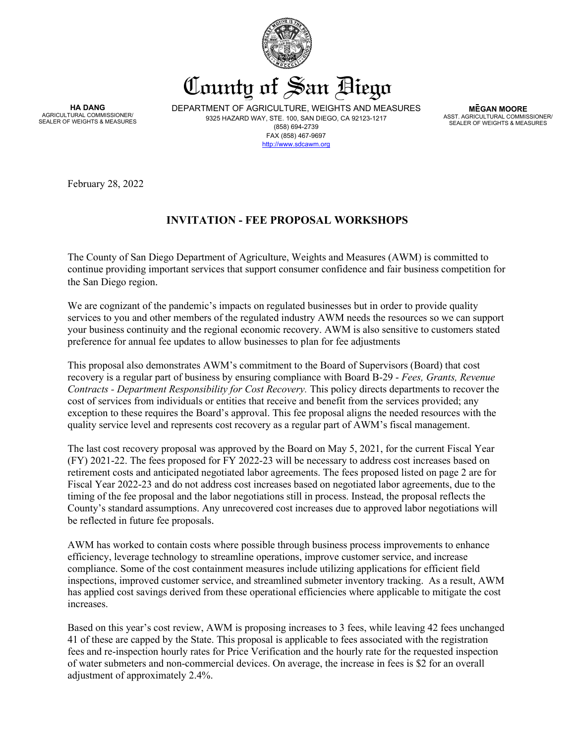# County of San Diego

**HA DANG**
AGRICULTURAL COMMISSIONER/
SEALER OF WEIGHTS & MEASURES

DEPARTMENT OF AGRICULTURE, WEIGHTS AND MEASURES
9325 HAZARD WAY, STE. 100, SAN DIEGO, CA 92123-1217
(858) 694-2739
FAX (858) 467-9697
http://www.sdcawm.org

**MĒGAN MOORE**
ASST. AGRICULTURAL COMMISSIONER/
SEALER OF WEIGHTS & MEASURES

February 28, 2022

## INVITATION - FEE PROPOSAL WORKSHOPS

The County of San Diego Department of Agriculture, Weights and Measures (AWM) is committed to continue providing important services that support consumer confidence and fair business competition for the San Diego region.

We are cognizant of the pandemic's impacts on regulated businesses but in order to provide quality services to you and other members of the regulated industry AWM needs the resources so we can support your business continuity and the regional economic recovery. AWM is also sensitive to customers stated preference for annual fee updates to allow businesses to plan for fee adjustments

This proposal also demonstrates AWM's commitment to the Board of Supervisors (Board) that cost recovery is a regular part of business by ensuring compliance with Board B-29 - *Fees, Grants, Revenue Contracts - Department Responsibility for Cost Recovery.* This policy directs departments to recover the cost of services from individuals or entities that receive and benefit from the services provided; any exception to these requires the Board's approval. This fee proposal aligns the needed resources with the quality service level and represents cost recovery as a regular part of AWM's fiscal management.

The last cost recovery proposal was approved by the Board on May 5, 2021, for the current Fiscal Year (FY) 2021-22. The fees proposed for FY 2022-23 will be necessary to address cost increases based on retirement costs and anticipated negotiated labor agreements. The fees proposed listed on page 2 are for Fiscal Year 2022-23 and do not address cost increases based on negotiated labor agreements, due to the timing of the fee proposal and the labor negotiations still in process. Instead, the proposal reflects the County's standard assumptions. Any unrecovered cost increases due to approved labor negotiations will be reflected in future fee proposals.

AWM has worked to contain costs where possible through business process improvements to enhance efficiency, leverage technology to streamline operations, improve customer service, and increase compliance. Some of the cost containment measures include utilizing applications for efficient field inspections, improved customer service, and streamlined submeter inventory tracking. As a result, AWM has applied cost savings derived from these operational efficiencies where applicable to mitigate the cost increases.

Based on this year's cost review, AWM is proposing increases to 3 fees, while leaving 42 fees unchanged 41 of these are capped by the State. This proposal is applicable to fees associated with the registration fees and re-inspection hourly rates for Price Verification and the hourly rate for the requested inspection of water submeters and non-commercial devices. On average, the increase in fees is $2 for an overall adjustment of approximately 2.4%.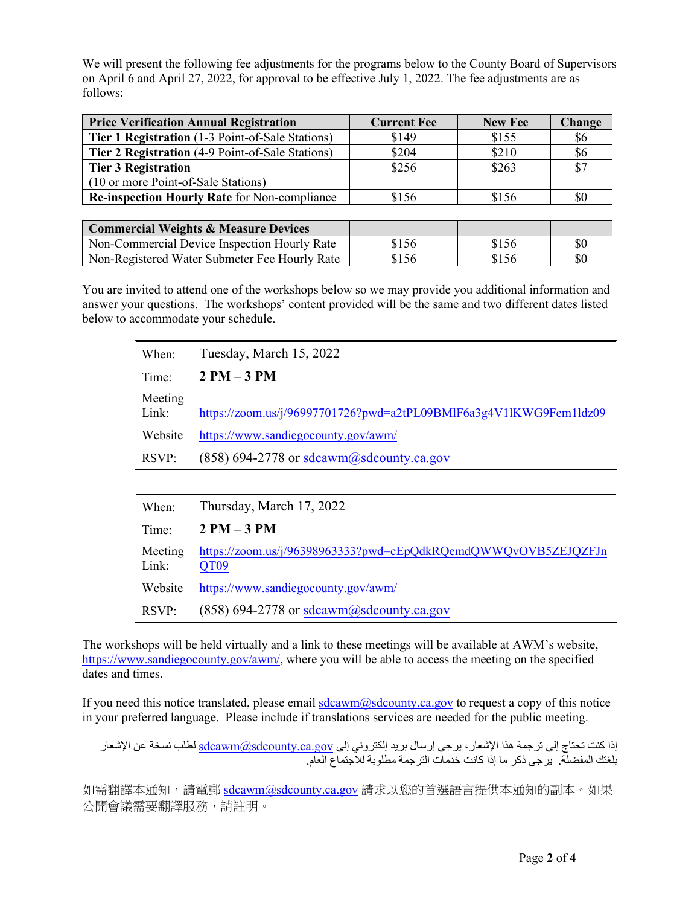We will present the following fee adjustments for the programs below to the County Board of Supervisors on April 6 and April 27, 2022, for approval to be effective July 1, 2022. The fee adjustments are as follows:

| Price Verification Annual Registration | Current Fee | New Fee | Change |
|---|---|---|---|
| **Tier 1 Registration** (1-3 Point-of-Sale Stations) | $149 | $155 | $6 |
| **Tier 2 Registration** (4-9 Point-of-Sale Stations) | $204 | $210 | $6 |
| **Tier 3 Registration** (10 or more Point-of-Sale Stations) | $256 | $263 | $7 |
| **Re-inspection Hourly Rate** for Non-compliance | $156 | $156 | $0 |

| Commercial Weights & Measure Devices | | | |
|---|---|---|---|
| Non-Commercial Device Inspection Hourly Rate | $156 | $156 | $0 |
| Non-Registered Water Submeter Fee Hourly Rate | $156 | $156 | $0 |

You are invited to attend one of the workshops below so we may provide you additional information and answer your questions. The workshops' content provided will be the same and two different dates listed below to accommodate your schedule.

| | |
|---|---|
| When: | Tuesday, March 15, 2022 |
| Time: | **2 PM – 3 PM** |
| Meeting Link: | https://zoom.us/j/96997701726?pwd=a2tPL09BMlF6a3g4V1lKWG9Fem1ldz09 |
| Website | https://www.sandiegocounty.gov/awm/ |
| RSVP: | (858) 694-2778 or sdcawm@sdcounty.ca.gov |

| | |
|---|---|
| When: | Thursday, March 17, 2022 |
| Time: | **2 PM – 3 PM** |
| Meeting Link: | https://zoom.us/j/96398963333?pwd=cEpQdkRQemdQWWQvOVB5ZEJQZFJnQT09 |
| Website | https://www.sandiegocounty.gov/awm/ |
| RSVP: | (858) 694-2778 or sdcawm@sdcounty.ca.gov |

The workshops will be held virtually and a link to these meetings will be available at AWM's website, https://www.sandiegocounty.gov/awm/, where you will be able to access the meeting on the specified dates and times.

If you need this notice translated, please email sdcawm@sdcounty.ca.gov to request a copy of this notice in your preferred language. Please include if translations services are needed for the public meeting.

إذا كنت تحتاج إلى ترجمة هذا الإشعار، يرجى إرسال بريد إلكتروني إلى sdcawm@sdcounty.ca.gov لطلب نسخة عن الإشعار بلغتك المفضلة. يرجى ذكر ما إذا كانت خدمات الترجمة مطلوبة للاجتماع العام.

如需翻譯本通知，請電郵 sdcawm@sdcounty.ca.gov 請求以您的首選語言提供本通知的副本。如果公開會議需要翻譯服務，請註明。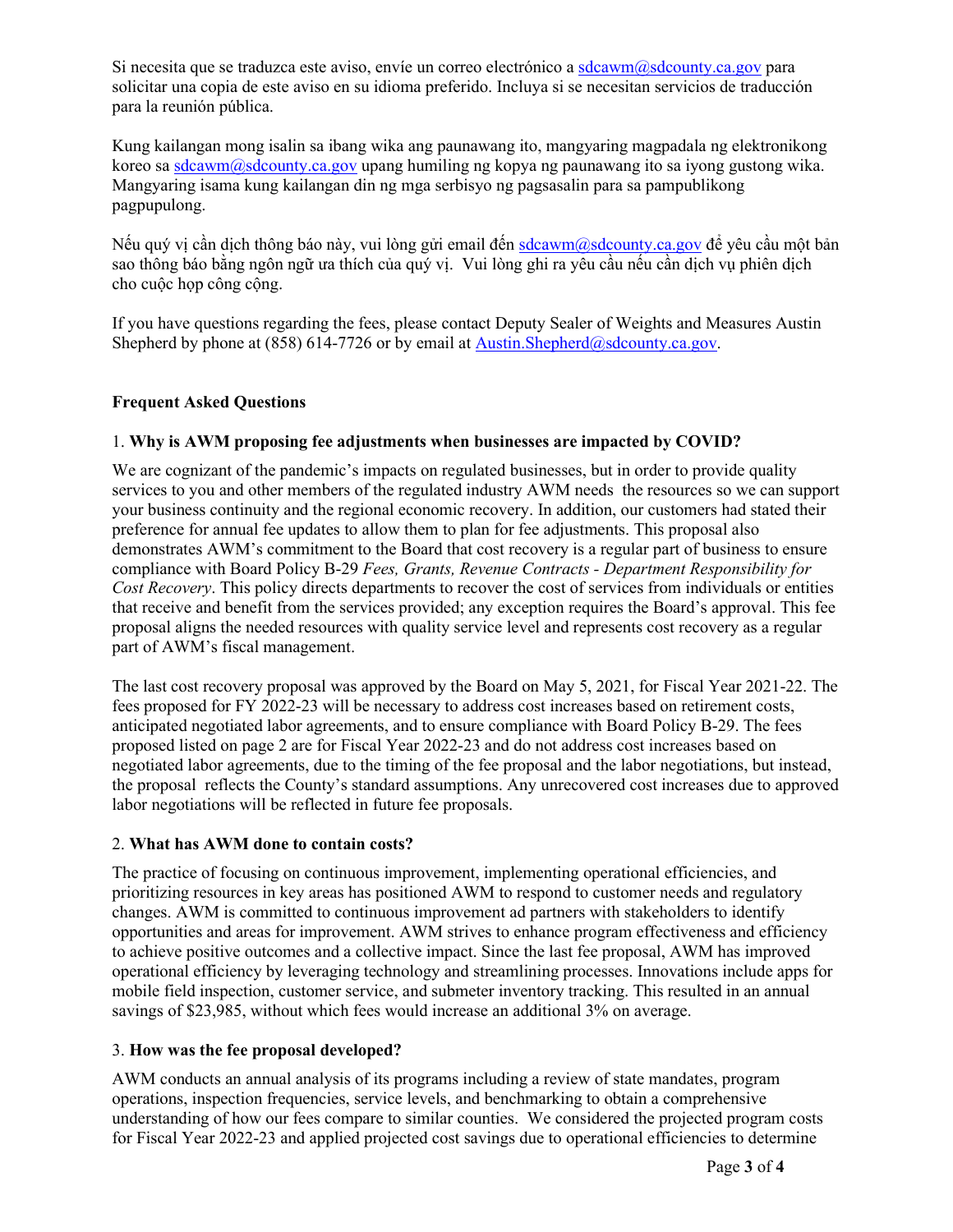Si necesita que se traduzca este aviso, envíe un correo electrónico a sdcawm@sdcounty.ca.gov para solicitar una copia de este aviso en su idioma preferido. Incluya si se necesitan servicios de traducción para la reunión pública.

Kung kailangan mong isalin sa ibang wika ang paunawang ito, mangyaring magpadala ng elektronikong koreo sa sdcawm@sdcounty.ca.gov upang humiling ng kopya ng paunawang ito sa iyong gustong wika. Mangyaring isama kung kailangan din ng mga serbisyo ng pagsasalin para sa pampublikong pagpupulong.

Nếu quý vị cần dịch thông báo này, vui lòng gửi email đến sdcawm@sdcounty.ca.gov để yêu cầu một bản sao thông báo bằng ngôn ngữ ưa thích của quý vị.  Vui lòng ghi ra yêu cầu nếu cần dịch vụ phiên dịch cho cuộc họp công cộng.

If you have questions regarding the fees, please contact Deputy Sealer of Weights and Measures Austin Shepherd by phone at (858) 614-7726 or by email at Austin.Shepherd@sdcounty.ca.gov.

**Frequent Asked Questions**

1. **Why is AWM proposing fee adjustments when businesses are impacted by COVID?**

We are cognizant of the pandemic's impacts on regulated businesses, but in order to provide quality services to you and other members of the regulated industry AWM needs  the resources so we can support your business continuity and the regional economic recovery. In addition, our customers had stated their preference for annual fee updates to allow them to plan for fee adjustments. This proposal also demonstrates AWM's commitment to the Board that cost recovery is a regular part of business to ensure compliance with Board Policy B-29 *Fees, Grants, Revenue Contracts - Department Responsibility for Cost Recovery*. This policy directs departments to recover the cost of services from individuals or entities that receive and benefit from the services provided; any exception requires the Board's approval. This fee proposal aligns the needed resources with quality service level and represents cost recovery as a regular part of AWM's fiscal management.

The last cost recovery proposal was approved by the Board on May 5, 2021, for Fiscal Year 2021-22. The fees proposed for FY 2022-23 will be necessary to address cost increases based on retirement costs, anticipated negotiated labor agreements, and to ensure compliance with Board Policy B-29. The fees proposed listed on page 2 are for Fiscal Year 2022-23 and do not address cost increases based on negotiated labor agreements, due to the timing of the fee proposal and the labor negotiations, but instead, the proposal  reflects the County's standard assumptions. Any unrecovered cost increases due to approved labor negotiations will be reflected in future fee proposals.

2. **What has AWM done to contain costs?**

The practice of focusing on continuous improvement, implementing operational efficiencies, and prioritizing resources in key areas has positioned AWM to respond to customer needs and regulatory changes. AWM is committed to continuous improvement ad partners with stakeholders to identify opportunities and areas for improvement. AWM strives to enhance program effectiveness and efficiency to achieve positive outcomes and a collective impact. Since the last fee proposal, AWM has improved operational efficiency by leveraging technology and streamlining processes. Innovations include apps for mobile field inspection, customer service, and submeter inventory tracking. This resulted in an annual savings of $23,985, without which fees would increase an additional 3% on average.

3. **How was the fee proposal developed?**

AWM conducts an annual analysis of its programs including a review of state mandates, program operations, inspection frequencies, service levels, and benchmarking to obtain a comprehensive understanding of how our fees compare to similar counties.  We considered the projected program costs for Fiscal Year 2022-23 and applied projected cost savings due to operational efficiencies to determine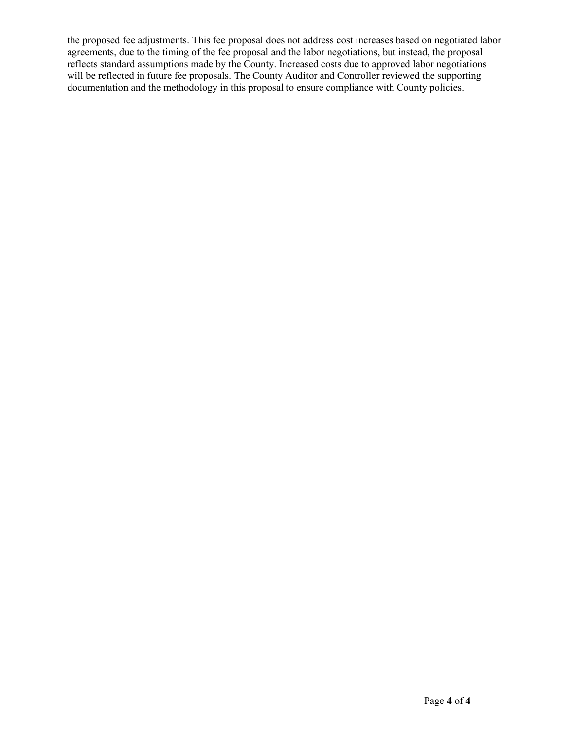the proposed fee adjustments. This fee proposal does not address cost increases based on negotiated labor agreements, due to the timing of the fee proposal and the labor negotiations, but instead, the proposal reflects standard assumptions made by the County. Increased costs due to approved labor negotiations will be reflected in future fee proposals. The County Auditor and Controller reviewed the supporting documentation and the methodology in this proposal to ensure compliance with County policies.